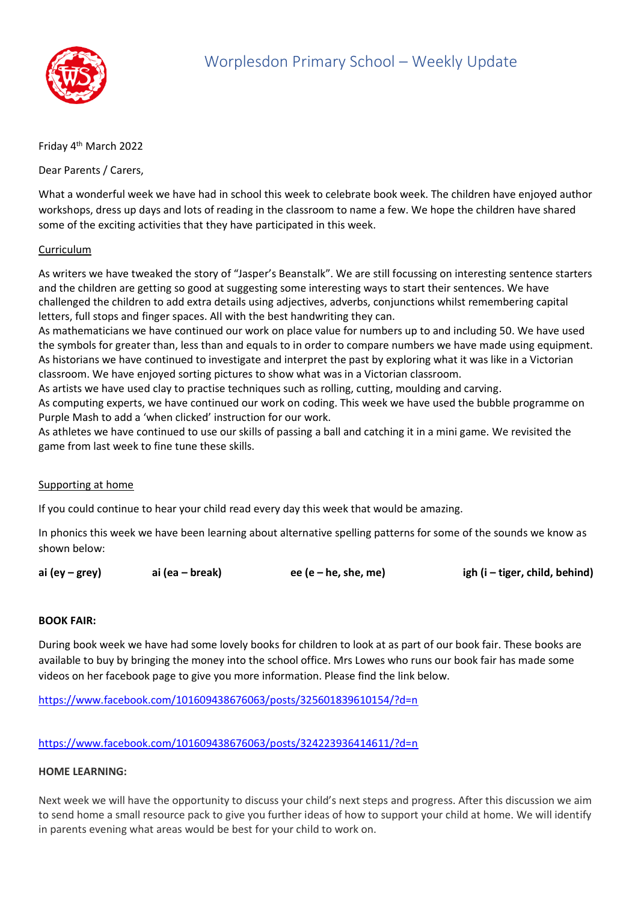# Worplesdon Primary School – Weekly Update

Friday 4th March 2022

Dear Parents / Carers,

What a wonderful week we have had in school this week to celebrate book week. The children have enjoyed author workshops, dress up days and lots of reading in the classroom to name a few. We hope the children have shared some of the exciting activities that they have participated in this week.

## Curriculum

As writers we have tweaked the story of "Jasper's Beanstalk". We are still focussing on interesting sentence starters and the children are getting so good at suggesting some interesting ways to start their sentences. We have challenged the children to add extra details using adjectives, adverbs, conjunctions whilst remembering capital letters, full stops and finger spaces. All with the best handwriting they can.
As mathematicians we have continued our work on place value for numbers up to and including 50. We have used the symbols for greater than, less than and equals to in order to compare numbers we have made using equipment.
As historians we have continued to investigate and interpret the past by exploring what it was like in a Victorian classroom. We have enjoyed sorting pictures to show what was in a Victorian classroom.
As artists we have used clay to practise techniques such as rolling, cutting, moulding and carving.
As computing experts, we have continued our work on coding. This week we have used the bubble programme on Purple Mash to add a 'when clicked' instruction for our work.
As athletes we have continued to use our skills of passing a ball and catching it in a mini game. We revisited the game from last week to fine tune these skills.

## Supporting at home

If you could continue to hear your child read every day this week that would be amazing.

In phonics this week we have been learning about alternative spelling patterns for some of the sounds we know as shown below:

**ai (ey – grey)** **ai (ea – break)** **ee (e – he, she, me)** **igh (i – tiger, child, behind)**

## BOOK FAIR:

During book week we have had some lovely books for children to look at as part of our book fair. These books are available to buy by bringing the money into the school office. Mrs Lowes who runs our book fair has made some videos on her facebook page to give you more information. Please find the link below.

https://www.facebook.com/101609438676063/posts/325601839610154/?d=n

https://www.facebook.com/101609438676063/posts/324223936414611/?d=n

## HOME LEARNING:

Next week we will have the opportunity to discuss your child's next steps and progress. After this discussion we aim to send home a small resource pack to give you further ideas of how to support your child at home. We will identify in parents evening what areas would be best for your child to work on.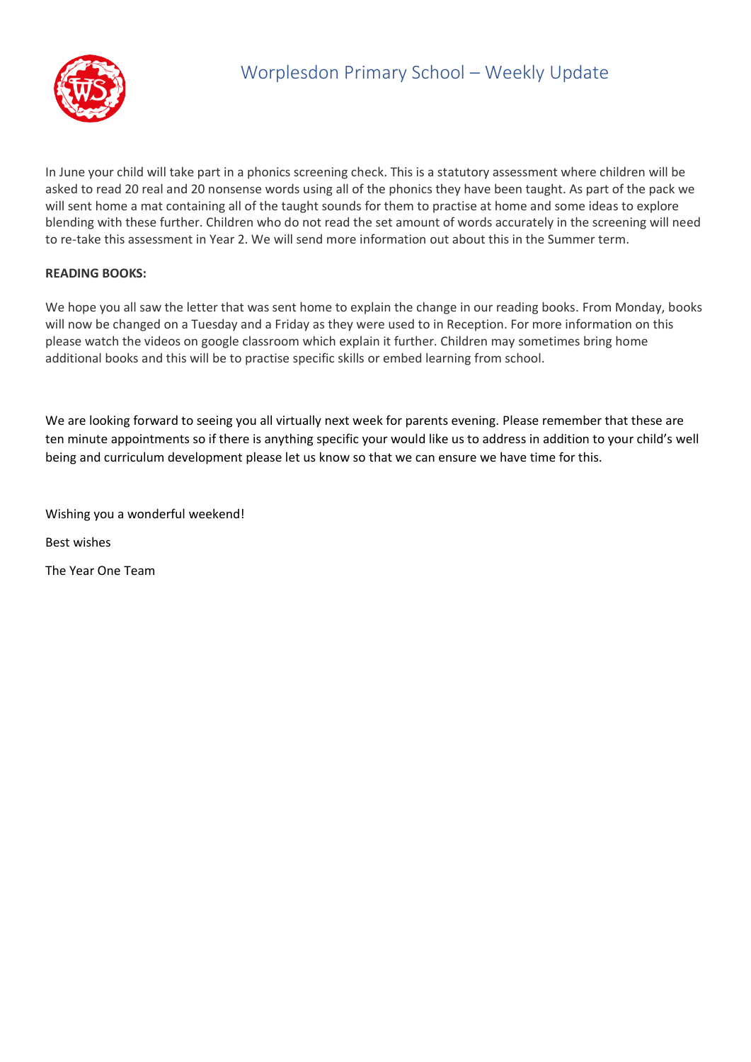# Worplesdon Primary School – Weekly Update

In June your child will take part in a phonics screening check. This is a statutory assessment where children will be asked to read 20 real and 20 nonsense words using all of the phonics they have been taught. As part of the pack we will sent home a mat containing all of the taught sounds for them to practise at home and some ideas to explore blending with these further. Children who do not read the set amount of words accurately in the screening will need to re-take this assessment in Year 2. We will send more information out about this in the Summer term.

**READING BOOKS:**

We hope you all saw the letter that was sent home to explain the change in our reading books. From Monday, books will now be changed on a Tuesday and a Friday as they were used to in Reception. For more information on this please watch the videos on google classroom which explain it further. Children may sometimes bring home additional books and this will be to practise specific skills or embed learning from school.

We are looking forward to seeing you all virtually next week for parents evening. Please remember that these are ten minute appointments so if there is anything specific your would like us to address in addition to your child's well being and curriculum development please let us know so that we can ensure we have time for this.

Wishing you a wonderful weekend!

Best wishes

The Year One Team